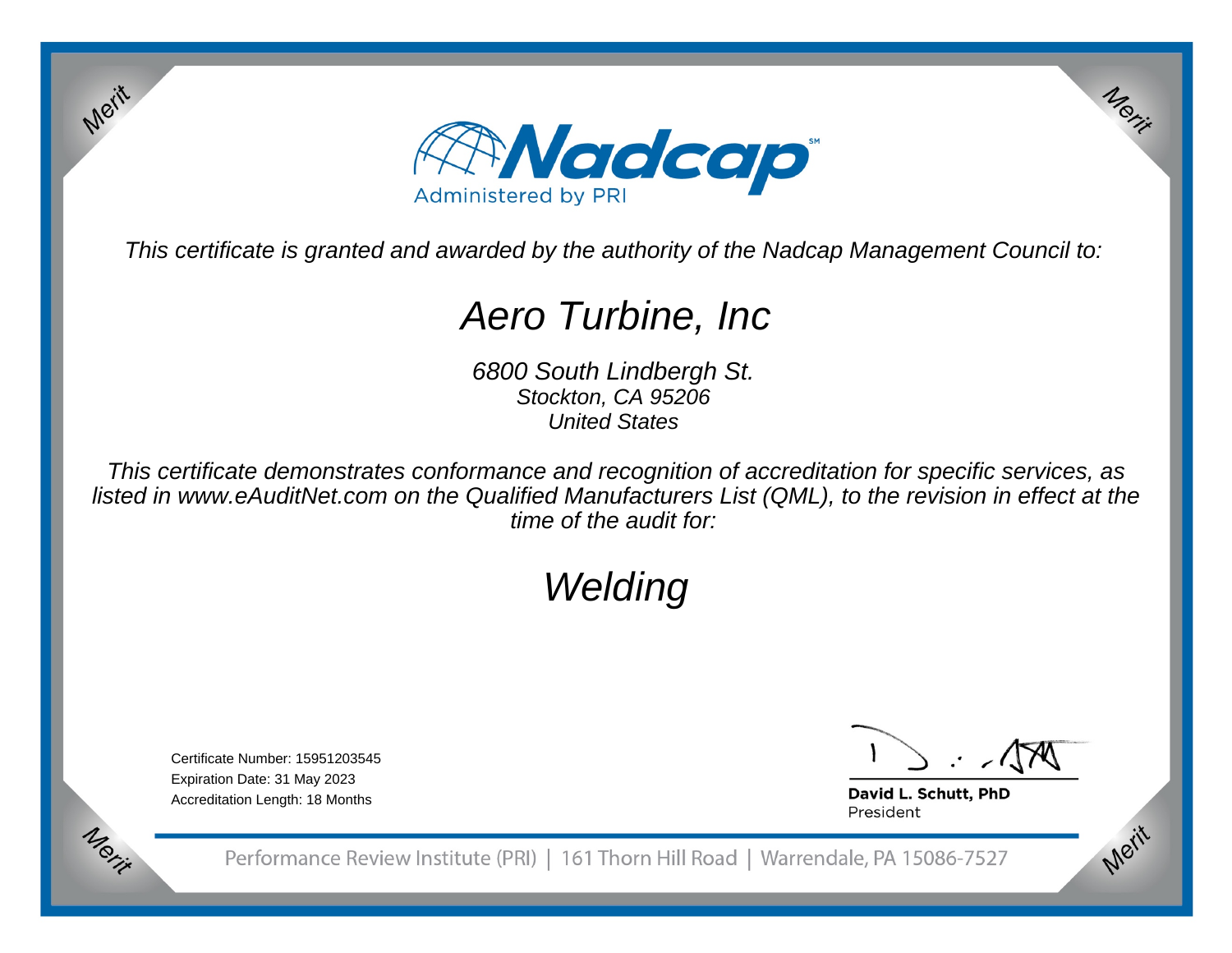Nadcap

Administered by PRI

*This certificate is granted and awarded by the authority of the Nadcap Management Council to:*

# *Aero Turbine, Inc*

*6800 South Lindbergh St.*
*Stockton, CA 95206*
*United States*

*This certificate demonstrates conformance and recognition of accreditation for specific services, as listed in www.eAuditNet.com on the Qualified Manufacturers List (QML), to the revision in effect at the time of the audit for:*

## *Welding*

Certificate Number: 15951203545
Expiration Date: 31 May 2023
Accreditation Length: 18 Months

**David L. Schutt, PhD**
President

Performance Review Institute (PRI) | 161 Thorn Hill Road | Warrendale, PA 15086-7527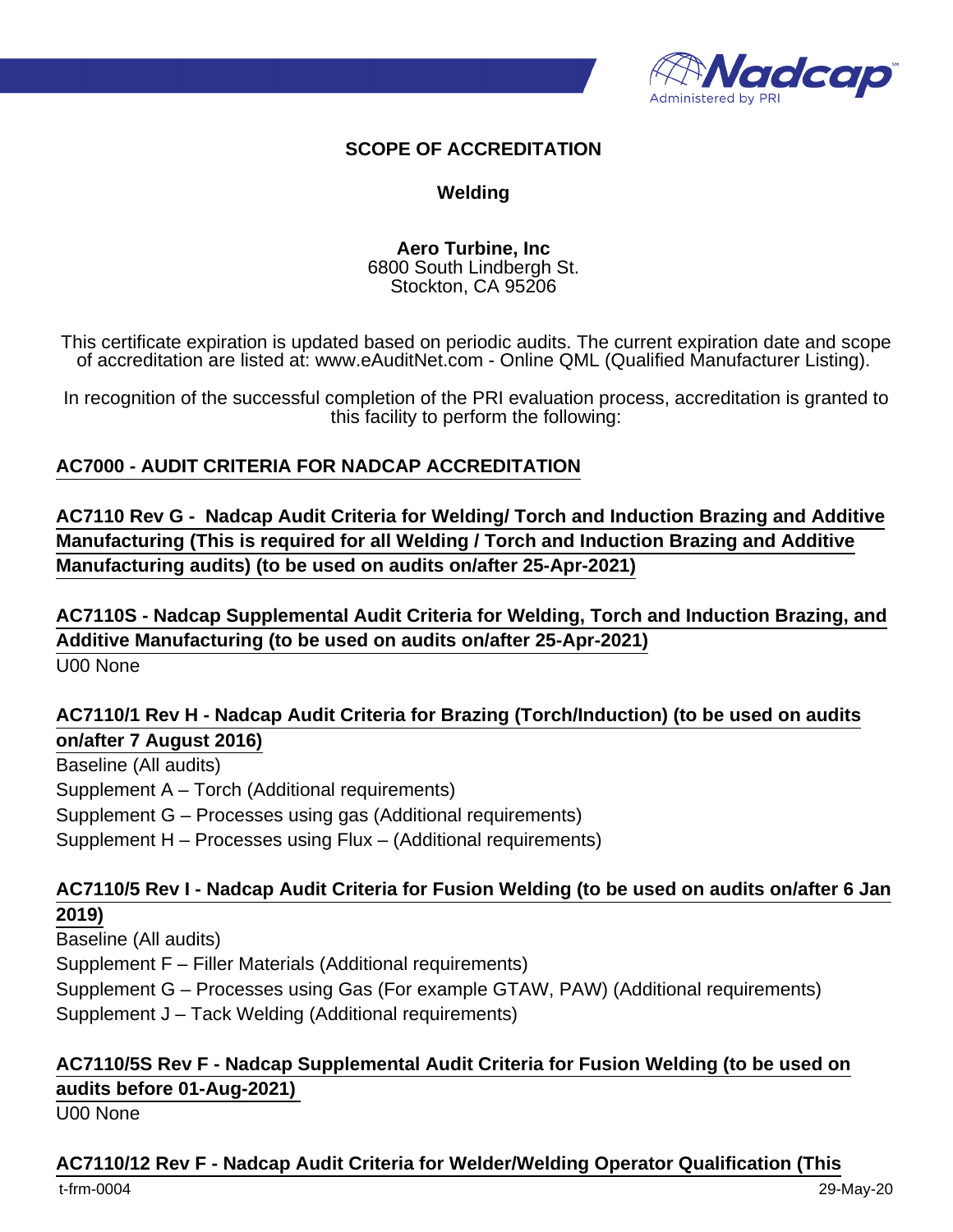## SCOPE OF ACCREDITATION

### Welding

**Aero Turbine, Inc**
6800 South Lindbergh St.
Stockton, CA 95206

This certificate expiration is updated based on periodic audits. The current expiration date and scope of accreditation are listed at: www.eAuditNet.com - Online QML (Qualified Manufacturer Listing).

In recognition of the successful completion of the PRI evaluation process, accreditation is granted to this facility to perform the following:

**AC7000 - AUDIT CRITERIA FOR NADCAP ACCREDITATION**

**AC7110 Rev G - Nadcap Audit Criteria for Welding/ Torch and Induction Brazing and Additive Manufacturing (This is required for all Welding / Torch and Induction Brazing and Additive Manufacturing audits) (to be used on audits on/after 25-Apr-2021)**

**AC7110S - Nadcap Supplemental Audit Criteria for Welding, Torch and Induction Brazing, and Additive Manufacturing (to be used on audits on/after 25-Apr-2021)**
U00 None

**AC7110/1 Rev H - Nadcap Audit Criteria for Brazing (Torch/Induction) (to be used on audits on/after 7 August 2016)**
Baseline (All audits)
Supplement A – Torch (Additional requirements)
Supplement G – Processes using gas (Additional requirements)
Supplement H – Processes using Flux – (Additional requirements)

**AC7110/5 Rev I - Nadcap Audit Criteria for Fusion Welding (to be used on audits on/after 6 Jan 2019)**
Baseline (All audits)
Supplement F – Filler Materials (Additional requirements)
Supplement G – Processes using Gas (For example GTAW, PAW) (Additional requirements)
Supplement J – Tack Welding (Additional requirements)

**AC7110/5S Rev F - Nadcap Supplemental Audit Criteria for Fusion Welding (to be used on audits before 01-Aug-2021)**
U00 None

**AC7110/12 Rev F - Nadcap Audit Criteria for Welder/Welding Operator Qualification (This**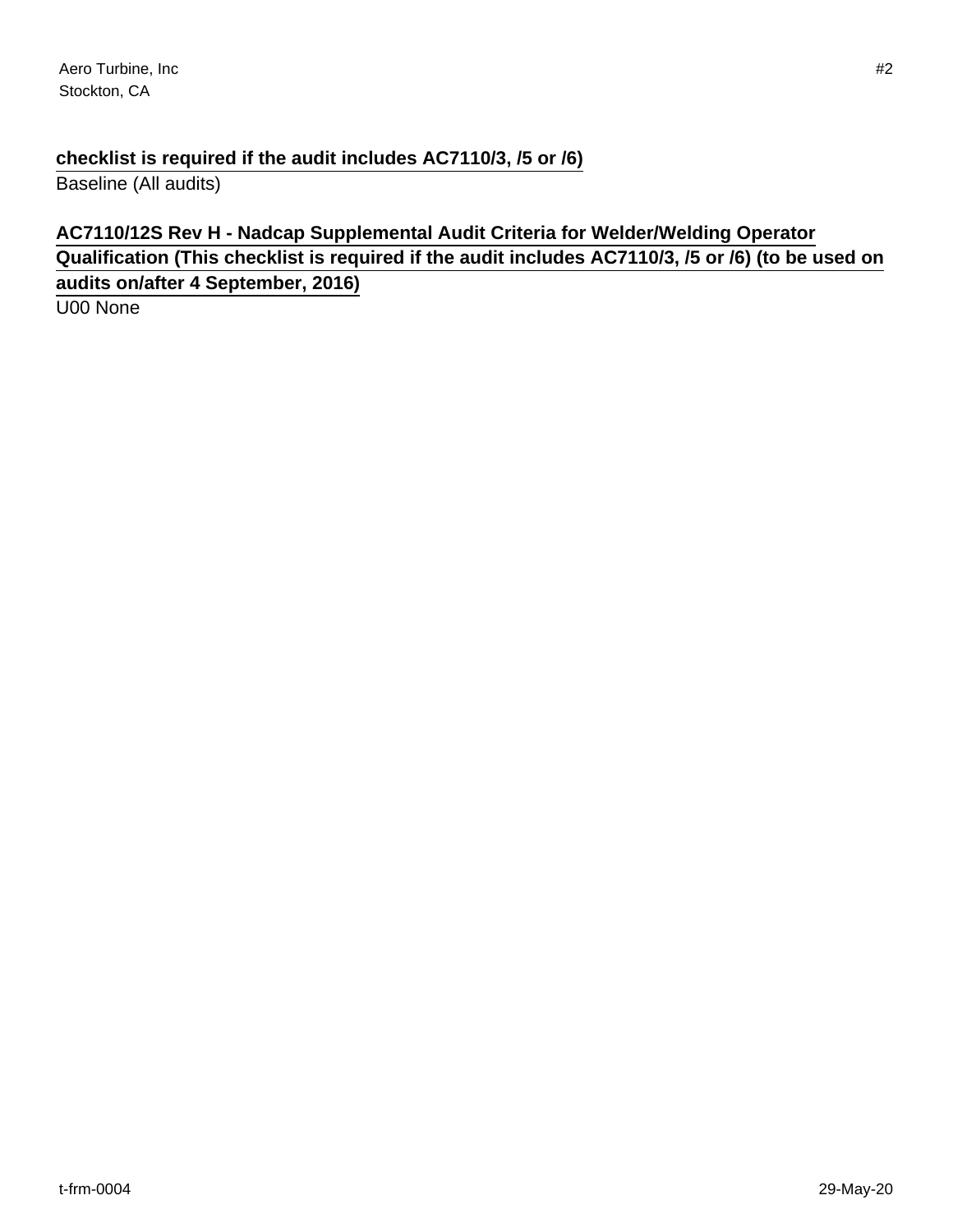**checklist is required if the audit includes AC7110/3, /5 or /6)**

Baseline (All audits)

**AC7110/12S Rev H - Nadcap Supplemental Audit Criteria for Welder/Welding Operator Qualification (This checklist is required if the audit includes AC7110/3, /5 or /6) (to be used on audits on/after 4 September, 2016)**

U00 None